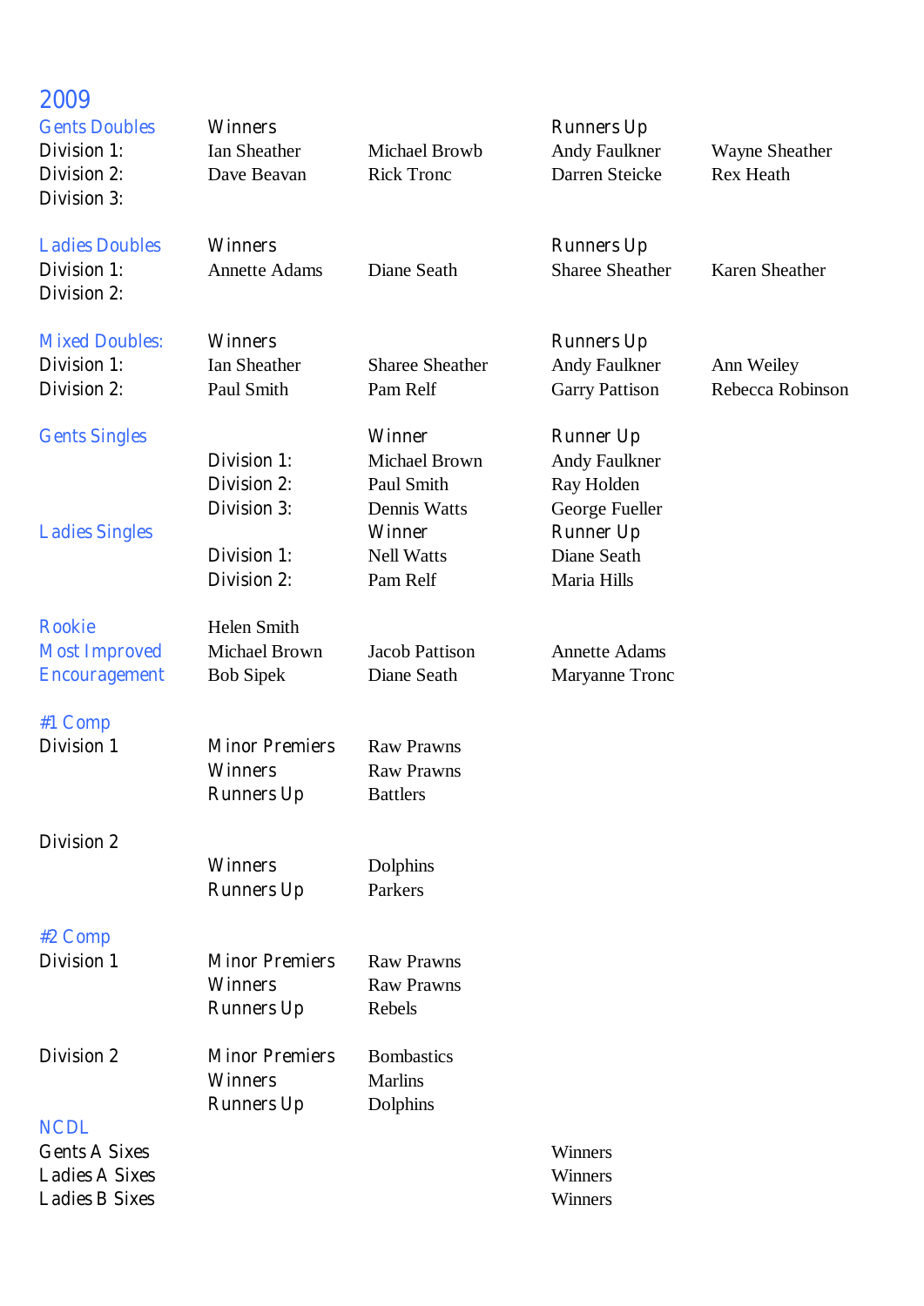## 2009

### Gents Doubles

| | Winners | | Runners Up | |
|---|---|---|---|---|
| Division 1: | Ian Sheather | Michael Browb | Andy Faulkner | Wayne Sheather |
| Division 2: | Dave Beavan | Rick Tronc | Darren Steicke | Rex Heath |
| Division 3: | | | | |

### Ladies Doubles

| | Winners | | Runners Up | |
|---|---|---|---|---|
| Division 1: | Annette Adams | Diane Seath | Sharee Sheather | Karen Sheather |
| Division 2: | | | | |

### Mixed Doubles:

| | Winners | | Runners Up | |
|---|---|---|---|---|
| Division 1: | Ian Sheather | Sharee Sheather | Andy Faulkner | Ann Weiley |
| Division 2: | Paul Smith | Pam Relf | Garry Pattison | Rebecca Robinson |

### Gents Singles

| | Winner | Runner Up |
|---|---|---|
| Division 1: | Michael Brown | Andy Faulkner |
| Division 2: | Paul Smith | Ray Holden |
| Division 3: | Dennis Watts | George Fueller |

### Ladies Singles

| | Winner | Runner Up |
|---|---|---|
| Division 1: | Nell Watts | Diane Seath |
| Division 2: | Pam Relf | Maria Hills |

| | | | |
|---|---|---|---|
| Rookie | Helen Smith | | |
| Most Improved | Michael Brown | Jacob Pattison | Annette Adams |
| Encouragement | Bob Sipek | Diane Seath | Maryanne Tronc |

### #1 Comp

| | | |
|---|---|---|
| Division 1 | Minor Premiers | Raw Prawns |
| | Winners | Raw Prawns |
| | Runners Up | Battlers |
| Division 2 | | |
| | Winners | Dolphins |
| | Runners Up | Parkers |

### #2 Comp

| | | |
|---|---|---|
| Division 1 | Minor Premiers | Raw Prawns |
| | Winners | Raw Prawns |
| | Runners Up | Rebels |
| Division 2 | Minor Premiers | Bombastics |
| | Winners | Marlins |
| | Runners Up | Dolphins |

### NCDL

| | |
|---|---|
| Gents A Sixes | Winners |
| Ladies A Sixes | Winners |
| Ladies B Sixes | Winners |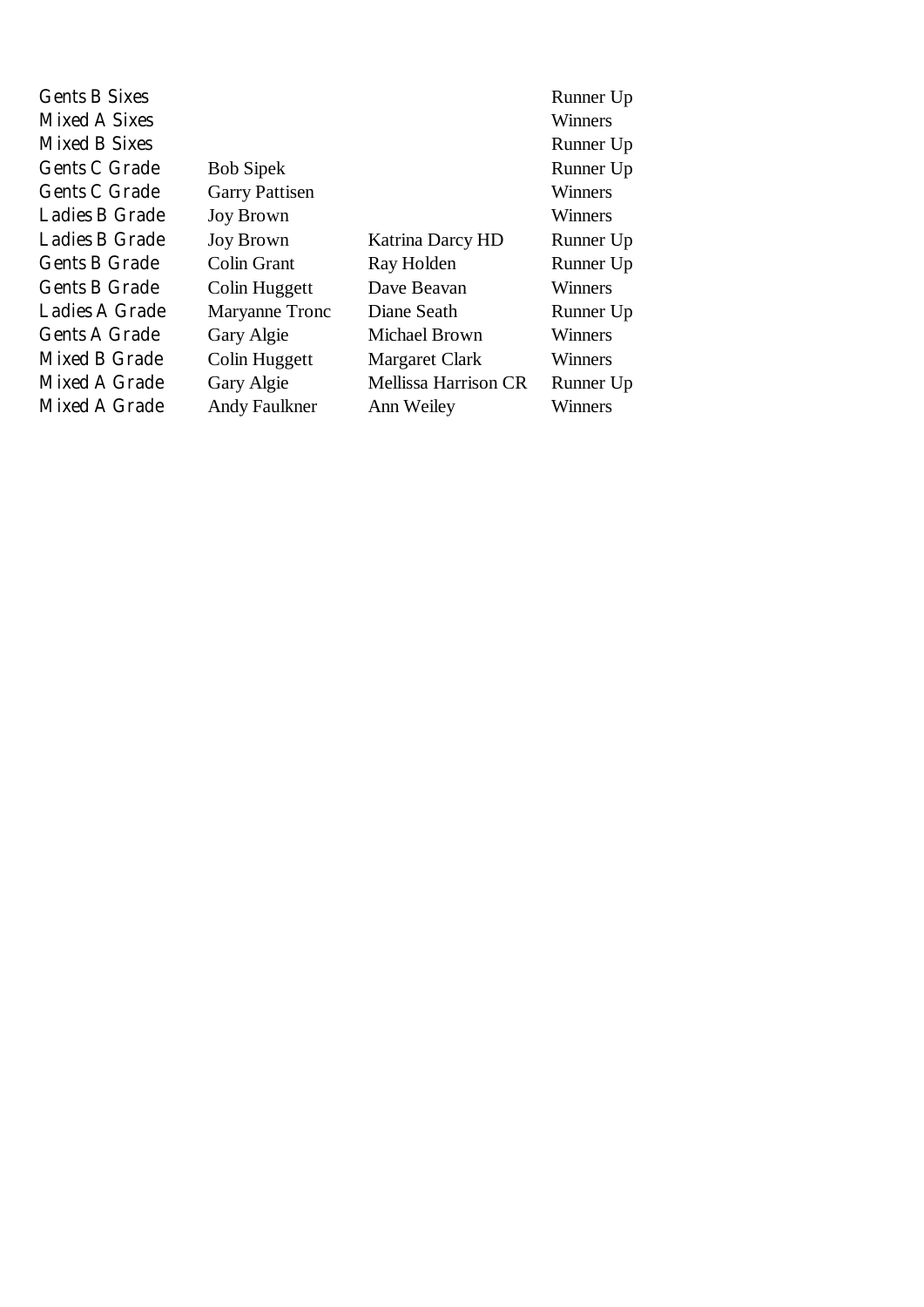| | | | |
|---|---|---|---|
| Gents B Sixes | | | Runner Up |
| Mixed A Sixes | | | Winners |
| Mixed B Sixes | | | Runner Up |
| Gents C Grade | Bob Sipek | | Runner Up |
| Gents C Grade | Garry Pattisen | | Winners |
| Ladies B Grade | Joy Brown | | Winners |
| Ladies B Grade | Joy Brown | Katrina Darcy HD | Runner Up |
| Gents B Grade | Colin Grant | Ray Holden | Runner Up |
| Gents B Grade | Colin Huggett | Dave Beavan | Winners |
| Ladies A Grade | Maryanne Tronc | Diane Seath | Runner Up |
| Gents A Grade | Gary Algie | Michael Brown | Winners |
| Mixed B Grade | Colin Huggett | Margaret Clark | Winners |
| Mixed A Grade | Gary Algie | Mellissa Harrison CR | Runner Up |
| Mixed A Grade | Andy Faulkner | Ann Weiley | Winners |